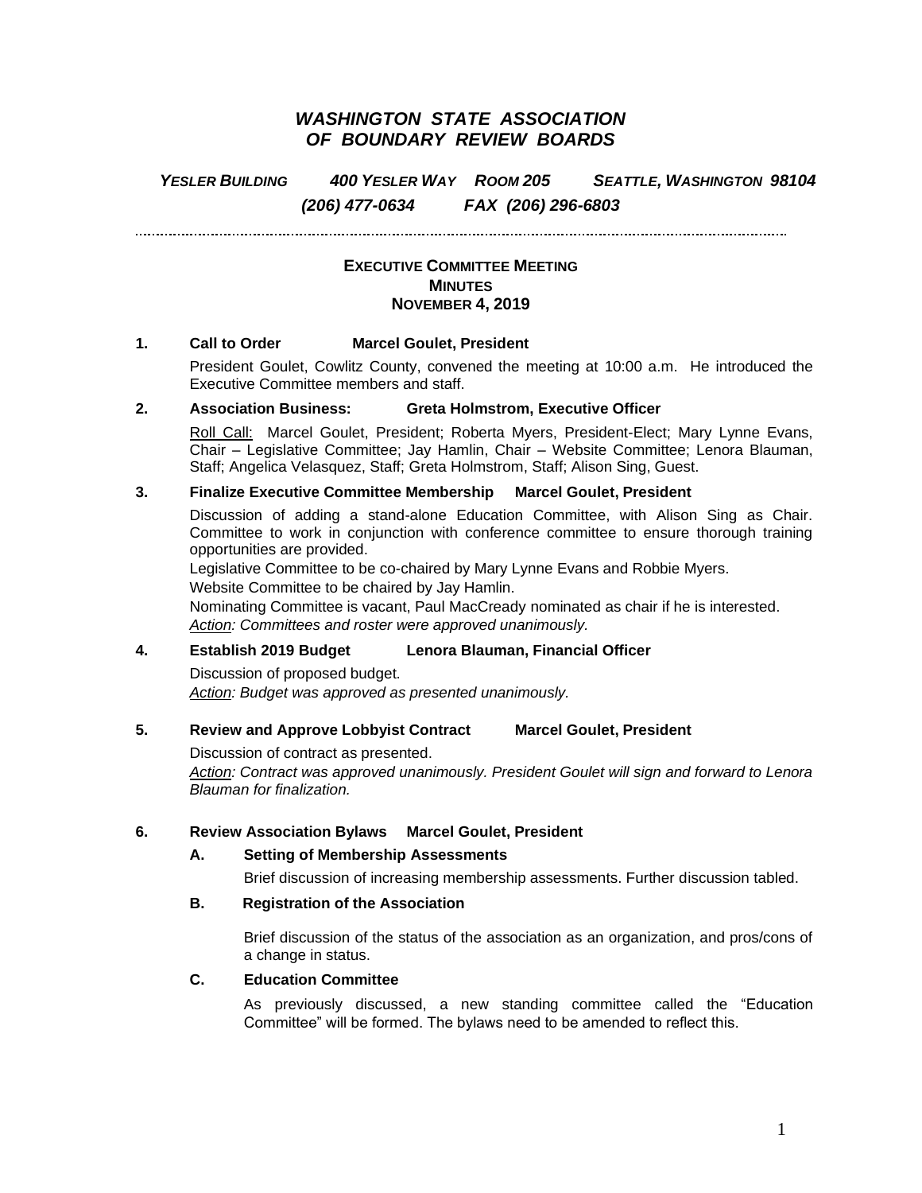# *WASHINGTON STATE ASSOCIATION OF BOUNDARY REVIEW BOARDS*

*YESLER BUILDING 400 YESLER WAY ROOM 205 SEATTLE, WASHINGTON 98104*
*(206) 477-0634 FAX (206) 296-6803*

## EXECUTIVE COMMITTEE MEETING MINUTES NOVEMBER 4, 2019

### 1. Call to Order Marcel Goulet, President

President Goulet, Cowlitz County, convened the meeting at 10:00 a.m. He introduced the Executive Committee members and staff.

### 2. Association Business: Greta Holmstrom, Executive Officer

Roll Call: Marcel Goulet, President; Roberta Myers, President-Elect; Mary Lynne Evans, Chair – Legislative Committee; Jay Hamlin, Chair – Website Committee; Lenora Blauman, Staff; Angelica Velasquez, Staff; Greta Holmstrom, Staff; Alison Sing, Guest.

### 3. Finalize Executive Committee Membership Marcel Goulet, President

Discussion of adding a stand-alone Education Committee, with Alison Sing as Chair. Committee to work in conjunction with conference committee to ensure thorough training opportunities are provided.

Legislative Committee to be co-chaired by Mary Lynne Evans and Robbie Myers.

Website Committee to be chaired by Jay Hamlin.

Nominating Committee is vacant, Paul MacCready nominated as chair if he is interested.

*Action: Committees and roster were approved unanimously.*

### 4. Establish 2019 Budget Lenora Blauman, Financial Officer

Discussion of proposed budget.

*Action: Budget was approved as presented unanimously.*

### 5. Review and Approve Lobbyist Contract Marcel Goulet, President

Discussion of contract as presented.

*Action: Contract was approved unanimously. President Goulet will sign and forward to Lenora Blauman for finalization.*

### 6. Review Association Bylaws Marcel Goulet, President

#### A. Setting of Membership Assessments

Brief discussion of increasing membership assessments. Further discussion tabled.

#### B. Registration of the Association

Brief discussion of the status of the association as an organization, and pros/cons of a change in status.

#### C. Education Committee

As previously discussed, a new standing committee called the "Education Committee" will be formed. The bylaws need to be amended to reflect this.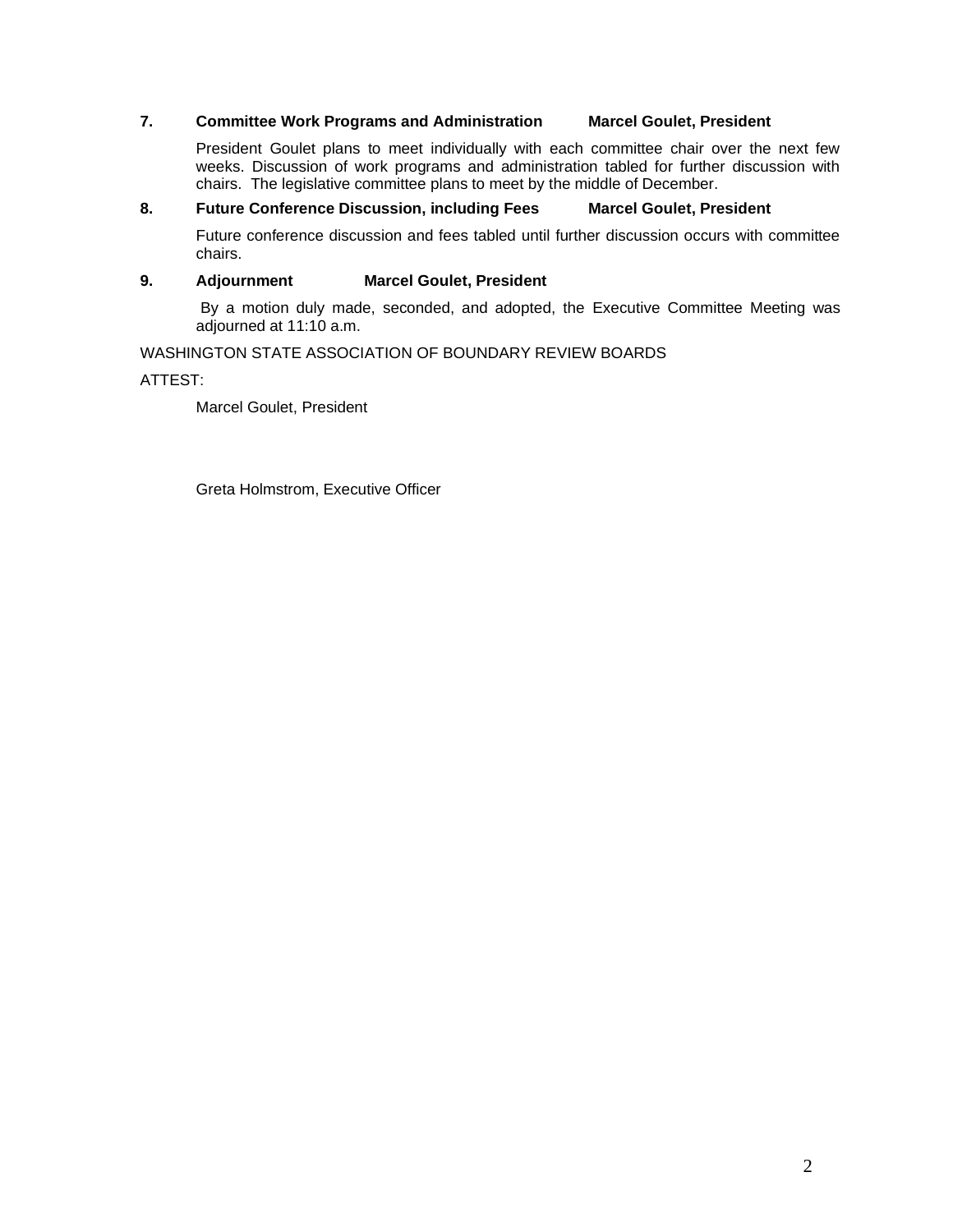**7. Committee Work Programs and Administration Marcel Goulet, President**

President Goulet plans to meet individually with each committee chair over the next few weeks. Discussion of work programs and administration tabled for further discussion with chairs. The legislative committee plans to meet by the middle of December.

**8. Future Conference Discussion, including Fees Marcel Goulet, President**

Future conference discussion and fees tabled until further discussion occurs with committee chairs.

**9. Adjournment Marcel Goulet, President**

By a motion duly made, seconded, and adopted, the Executive Committee Meeting was adjourned at 11:10 a.m.

WASHINGTON STATE ASSOCIATION OF BOUNDARY REVIEW BOARDS

ATTEST:

Marcel Goulet, President

Greta Holmstrom, Executive Officer